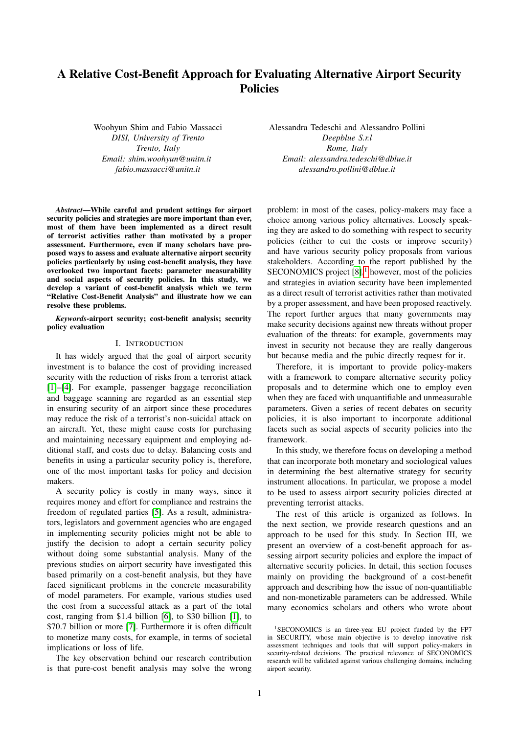# A Relative Cost-Benefit Approach for Evaluating Alternative Airport Security Policies

Woohyun Shim and Fabio Massacci
*DISI, University of Trento*
*Trento, Italy*
*Email: shim.woohyun@unitn.it*
*fabio.massacci@unitn.it*

Alessandra Tedeschi and Alessandro Pollini
*Deepblue S.r.l*
*Rome, Italy*
*Email: alessandra.tedeschi@dblue.it*
*alessandro.pollini@dblue.it*

***Abstract*—While careful and prudent settings for airport security policies and strategies are more important than ever, most of them have been implemented as a direct result of terrorist activities rather than motivated by a proper assessment. Furthermore, even if many scholars have proposed ways to assess and evaluate alternative airport security policies particularly by using cost-benefit analysis, they have overlooked two important facets: parameter measurability and social aspects of security policies. In this study, we develop a variant of cost-benefit analysis which we term "Relative Cost-Benefit Analysis" and illustrate how we can resolve these problems.**

***Keywords*-airport security; cost-benefit analysis; security policy evaluation**

## I. Introduction

It has widely argued that the goal of airport security investment is to balance the cost of providing increased security with the reduction of risks from a terrorist attack [1]–[4]. For example, passenger baggage reconciliation and baggage scanning are regarded as an essential step in ensuring security of an airport since these procedures may reduce the risk of a terrorist's non-suicidal attack on an aircraft. Yet, these might cause costs for purchasing and maintaining necessary equipment and employing additional staff, and costs due to delay. Balancing costs and benefits in using a particular security policy is, therefore, one of the most important tasks for policy and decision makers.

A security policy is costly in many ways, since it requires money and effort for compliance and restrains the freedom of regulated parties [5]. As a result, administrators, legislators and government agencies who are engaged in implementing security policies might not be able to justify the decision to adopt a certain security policy without doing some substantial analysis. Many of the previous studies on airport security have investigated this based primarily on a cost-benefit analysis, but they have faced significant problems in the concrete measurability of model parameters. For example, various studies used the cost from a successful attack as a part of the total cost, ranging from \$1.4 billion [6], to \$30 billion [1], to \$70.7 billion or more [7]. Furthermore it is often difficult to monetize many costs, for example, in terms of societal implications or loss of life.

The key observation behind our research contribution is that pure-cost benefit analysis may solve the wrong problem: in most of the cases, policy-makers may face a choice among various policy alternatives. Loosely speaking they are asked to do something with respect to security policies (either to cut the costs or improve security) and have various security policy proposals from various stakeholders. According to the report published by the SECONOMICS project [8],[1] however, most of the policies and strategies in aviation security have been implemented as a direct result of terrorist activities rather than motivated by a proper assessment, and have been proposed reactively. The report further argues that many governments may make security decisions against new threats without proper evaluation of the threats: for example, governments may invest in security not because they are really dangerous but because media and the pubic directly request for it.

Therefore, it is important to provide policy-makers with a framework to compare alternative security policy proposals and to determine which one to employ even when they are faced with unquantifiable and unmeasurable parameters. Given a series of recent debates on security policies, it is also important to incorporate additional facets such as social aspects of security policies into the framework.

In this study, we therefore focus on developing a method that can incorporate both monetary and sociological values in determining the best alternative strategy for security instrument allocations. In particular, we propose a model to be used to assess airport security policies directed at preventing terrorist attacks.

The rest of this article is organized as follows. In the next section, we provide research questions and an approach to be used for this study. In Section III, we present an overview of a cost-benefit approach for assessing airport security policies and explore the impact of alternative security policies. In detail, this section focuses mainly on providing the background of a cost-benefit approach and describing how the issue of non-quantifiable and non-monetizable parameters can be addressed. While many economics scholars and others who wrote about

[1] SECONOMICS is an three-year EU project funded by the FP7 in SECURITY, whose main objective is to develop innovative risk assessment techniques and tools that will support policy-makers in security-related decisions. The practical relevance of SECONOMICS research will be validated against various challenging domains, including airport security.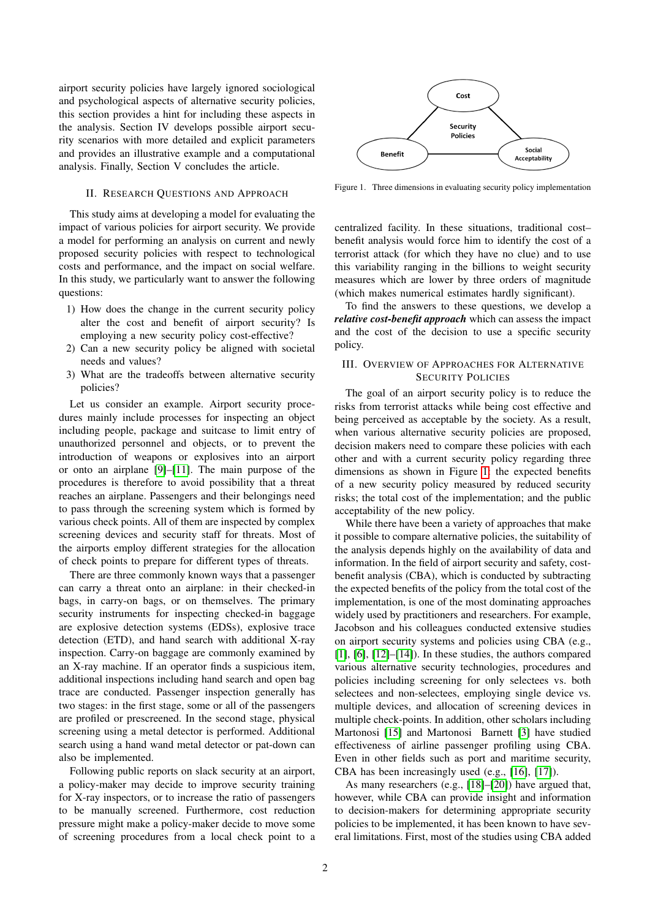airport security policies have largely ignored sociological and psychological aspects of alternative security policies, this section provides a hint for including these aspects in the analysis. Section IV develops possible airport security scenarios with more detailed and explicit parameters and provides an illustrative example and a computational analysis. Finally, Section V concludes the article.

## II. Research Questions and Approach

This study aims at developing a model for evaluating the impact of various policies for airport security. We provide a model for performing an analysis on current and newly proposed security policies with respect to technological costs and performance, and the impact on social welfare. In this study, we particularly want to answer the following questions:

1) How does the change in the current security policy alter the cost and benefit of airport security? Is employing a new security policy cost-effective?
2) Can a new security policy be aligned with societal needs and values?
3) What are the tradeoffs between alternative security policies?

Let us consider an example. Airport security procedures mainly include processes for inspecting an object including people, package and suitcase to limit entry of unauthorized personnel and objects, or to prevent the introduction of weapons or explosives into an airport or onto an airplane [9]–[11]. The main purpose of the procedures is therefore to avoid possibility that a threat reaches an airplane. Passengers and their belongings need to pass through the screening system which is formed by various check points. All of them are inspected by complex screening devices and security staff for threats. Most of the airports employ different strategies for the allocation of check points to prepare for different types of threats.

There are three commonly known ways that a passenger can carry a threat onto an airplane: in their checked-in bags, in carry-on bags, or on themselves. The primary security instruments for inspecting checked-in baggage are explosive detection systems (EDSs), explosive trace detection (ETD), and hand search with additional X-ray inspection. Carry-on baggage are commonly examined by an X-ray machine. If an operator finds a suspicious item, additional inspections including hand search and open bag trace are conducted. Passenger inspection generally has two stages: in the first stage, some or all of the passengers are profiled or prescreened. In the second stage, physical screening using a metal detector is performed. Additional search using a hand wand metal detector or pat-down can also be implemented.

Following public reports on slack security at an airport, a policy-maker may decide to improve security training for X-ray inspectors, or to increase the ratio of passengers to be manually screened. Furthermore, cost reduction pressure might make a policy-maker decide to move some of screening procedures from a local check point to a centralized facility. In these situations, traditional cost–benefit analysis would force him to identify the cost of a terrorist attack (for which they have no clue) and to use this variability ranging in the billions to weight security measures which are lower by three orders of magnitude (which makes numerical estimates hardly significant).

To find the answers to these questions, we develop a ***relative cost-benefit approach*** which can assess the impact and the cost of the decision to use a specific security policy.

Cost

Security Policies

Benefit

Social Acceptability

Figure 1. Three dimensions in evaluating security policy implementation

## III. Overview of Approaches for Alternative Security Policies

The goal of an airport security policy is to reduce the risks from terrorist attacks while being cost effective and being perceived as acceptable by the society. As a result, when various alternative security policies are proposed, decision makers need to compare these policies with each other and with a current security policy regarding three dimensions as shown in Figure 1: the expected benefits of a new security policy measured by reduced security risks; the total cost of the implementation; and the public acceptability of the new policy.

While there have been a variety of approaches that make it possible to compare alternative policies, the suitability of the analysis depends highly on the availability of data and information. In the field of airport security and safety, cost-benefit analysis (CBA), which is conducted by subtracting the expected benefits of the policy from the total cost of the implementation, is one of the most dominating approaches widely used by practitioners and researchers. For example, Jacobson and his colleagues conducted extensive studies on airport security systems and policies using CBA (e.g., [1], [6], [12]–[14]). In these studies, the authors compared various alternative security technologies, procedures and policies including screening for only selectees vs. both selectees and non-selectees, employing single device vs. multiple devices, and allocation of screening devices in multiple check-points. In addition, other scholars including Martonosi [15] and Martonosi Barnett [3] have studied effectiveness of airline passenger profiling using CBA. Even in other fields such as port and maritime security, CBA has been increasingly used (e.g., [16], [17]).

As many researchers (e.g., [18]–[20]) have argued that, however, while CBA can provide insight and information to decision-makers for determining appropriate security policies to be implemented, it has been known to have several limitations. First, most of the studies using CBA added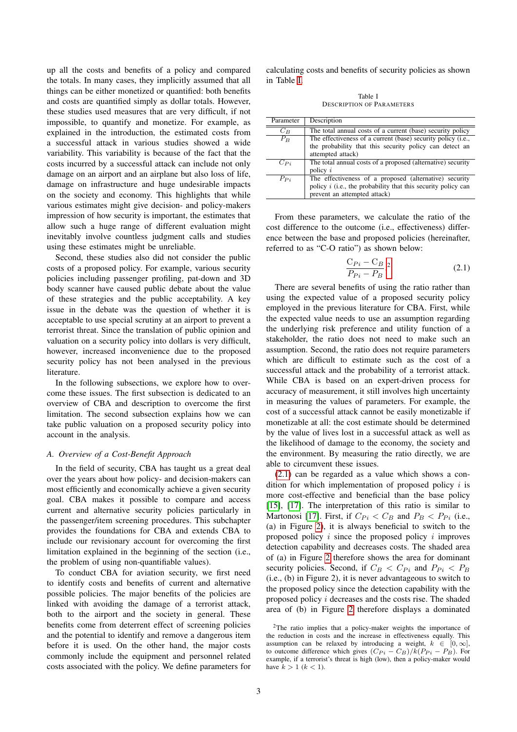up all the costs and benefits of a policy and compared the totals. In many cases, they implicitly assumed that all things can be either monetized or quantified: both benefits and costs are quantified simply as dollar totals. However, these studies used measures that are very difficult, if not impossible, to quantify and monetize. For example, as explained in the introduction, the estimated costs from a successful attack in various studies showed a wide variability. This variability is because of the fact that the costs incurred by a successful attack can include not only damage on an airport and an airplane but also loss of life, damage on infrastructure and huge undesirable impacts on the society and economy. This highlights that while various estimates might give decision- and policy-makers impression of how security is important, the estimates that allow such a huge range of different evaluation might inevitably involve countless judgment calls and studies using these estimates might be unreliable.

Second, these studies also did not consider the public costs of a proposed policy. For example, various security policies including passenger profiling, pat-down and 3D body scanner have caused public debate about the value of these strategies and the public acceptability. A key issue in the debate was the question of whether it is acceptable to use special scrutiny at an airport to prevent a terrorist threat. Since the translation of public opinion and valuation on a security policy into dollars is very difficult, however, increased inconvenience due to the proposed security policy has not been analysed in the previous literature.

In the following subsections, we explore how to overcome these issues. The first subsection is dedicated to an overview of CBA and description to overcome the first limitation. The second subsection explains how we can take public valuation on a proposed security policy into account in the analysis.

### A. Overview of a Cost-Benefit Approach

In the field of security, CBA has taught us a great deal over the years about how policy- and decision-makers can most efficiently and economically achieve a given security goal. CBA makes it possible to compare and access current and alternative security policies particularly in the passenger/item screening procedures. This subchapter provides the foundations for CBA and extends CBA to include our revisionary account for overcoming the first limitation explained in the beginning of the section (i.e., the problem of using non-quantifiable values).

To conduct CBA for aviation security, we first need to identify costs and benefits of current and alternative possible policies. The major benefits of the policies are linked with avoiding the damage of a terrorist attack, both to the airport and the society in general. These benefits come from deterrent effect of screening policies and the potential to identify and remove a dangerous item before it is used. On the other hand, the major costs commonly include the equipment and personnel related costs associated with the policy. We define parameters for calculating costs and benefits of security policies as shown in Table I.

Table I
DESCRIPTION OF PARAMETERS

| Parameter | Description |
|---|---|
| $C_B$ | The total annual costs of a current (base) security policy |
| $P_B$ | The effectiveness of a current (base) security policy (i.e., the probability that this security policy can detect an attempted attack) |
| $C_{Pi}$ | The total annual costs of a proposed (alternative) security policy $i$ |
| $P_{Pi}$ | The effectiveness of a proposed (alternative) security policy $i$ (i.e., the probability that this security policy can prevent an attempted attack) |

From these parameters, we calculate the ratio of the cost difference to the outcome (i.e., effectiveness) difference between the base and proposed policies (hereinafter, referred to as "C-O ratio") as shown below:

$$\frac{C_{Pi} - C_B}{P_{Pi} - P_B} \quad (2.1)$$ [2]

There are several benefits of using the ratio rather than using the expected value of a proposed security policy employed in the previous literature for CBA. First, while the expected value needs to use an assumption regarding the underlying risk preference and utility function of a stakeholder, the ratio does not need to make such an assumption. Second, the ratio does not require parameters which are difficult to estimate such as the cost of a successful attack and the probability of a terrorist attack. While CBA is based on an expert-driven process for accuracy of measurement, it still involves high uncertainty in measuring the values of parameters. For example, the cost of a successful attack cannot be easily monetizable if monetizable at all: the cost estimate should be determined by the value of lives lost in a successful attack as well as the likelihood of damage to the economy, the society and the environment. By measuring the ratio directly, we are able to circumvent these issues.

(2.1) can be regarded as a value which shows a condition for which implementation of proposed policy $i$ is more cost-effective and beneficial than the base policy [15], [17]. The interpretation of this ratio is similar to Martonosi [17]. First, if $C_{Pi} < C_B$ and $P_B < P_{Pi}$ (i.e., (a) in Figure 2), it is always beneficial to switch to the proposed policy $i$ since the proposed policy $i$ improves detection capability and decreases costs. The shaded area of (a) in Figure 2 therefore shows the area for dominant security policies. Second, if $C_B < C_{Pi}$ and $P_{Pi} < P_B$ (i.e., (b) in Figure 2), it is never advantageous to switch to the proposed policy since the detection capability with the proposed policy $i$ decreases and the costs rise. The shaded area of (b) in Figure 2 therefore displays a dominated

[2] The ratio implies that a policy-maker weights the importance of the reduction in costs and the increase in effectiveness equally. This assumption can be relaxed by introducing a weight, $k \in [0, \infty]$, to outcome difference which gives $(C_{Pi} - C_B)/k(P_{Pi} - P_B)$. For example, if a terrorist's threat is high (low), then a policy-maker would have $k > 1$ ($k < 1$).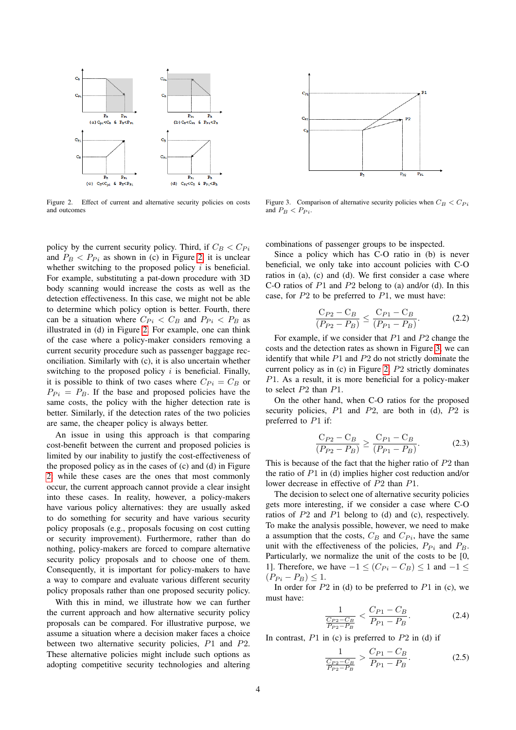Figure 2. Effect of current and alternative security policies on costs and outcomes

Figure 3. Comparison of alternative security policies when $C_B < C_{Pi}$ and $P_B < P_{Pi}$.

policy by the current security policy. Third, if $C_B < C_{Pi}$ and $P_B < P_{Pi}$ as shown in (c) in Figure 2, it is unclear whether switching to the proposed policy $i$ is beneficial. For example, substituting a pat-down procedure with 3D body scanning would increase the costs as well as the detection effectiveness. In this case, we might not be able to determine which policy option is better. Fourth, there can be a situation where $C_{Pi} < C_B$ and $P_{Pi} < P_B$ as illustrated in (d) in Figure 2. For example, one can think of the case where a policy-maker considers removing a current security procedure such as passenger baggage reconciliation. Similarly with (c), it is also uncertain whether switching to the proposed policy $i$ is beneficial. Finally, it is possible to think of two cases where $C_{Pi} = C_B$ or $P_{Pi} = P_B$. If the base and proposed policies have the same costs, the policy with the higher detection rate is better. Similarly, if the detection rates of the two policies are same, the cheaper policy is always better.

An issue in using this approach is that comparing cost-benefit between the current and proposed policies is limited by our inability to justify the cost-effectiveness of the proposed policy as in the cases of (c) and (d) in Figure 2 while these cases are the ones that most commonly occur, the current approach cannot provide a clear insight into these cases. In reality, however, a policy-makers have various policy alternatives: they are usually asked to do something for security and have various security policy proposals (e.g., proposals focusing on cost cutting or security improvement). Furthermore, rather than do nothing, policy-makers are forced to compare alternative security policy proposals and to choose one of them. Consequently, it is important for policy-makers to have a way to compare and evaluate various different security policy proposals rather than one proposed security policy.

With this in mind, we illustrate how we can further the current approach and how alternative security policy proposals can be compared. For illustrative purpose, we assume a situation where a decision maker faces a choice between two alternative security policies, $P1$ and $P2$. These alternative policies might include such options as adopting competitive security technologies and altering combinations of passenger groups to be inspected.

Since a policy which has C-O ratio in (b) is never beneficial, we only take into account policies with C-O ratios in (a), (c) and (d). We first consider a case where C-O ratios of $P1$ and $P2$ belong to (a) and/or (d). In this case, for $P2$ to be preferred to $P1$, we must have:

$$\frac{C_{P2} - C_B}{(P_{P2} - P_B)} \leq \frac{C_{P1} - C_B}{(P_{P1} - P_B)}. \tag{2.2}$$

For example, if we consider that $P1$ and $P2$ change the costs and the detection rates as shown in Figure 3, we can identify that while $P1$ and $P2$ do not strictly dominate the current policy as in (c) in Figure 2, $P2$ strictly dominates $P1$. As a result, it is more beneficial for a policy-maker to select $P2$ than $P1$.

On the other hand, when C-O ratios for the proposed security policies, $P1$ and $P2$, are both in (d), $P2$ is preferred to $P1$ if:

$$\frac{C_{P2} - C_B}{(P_{P2} - P_B)} \geq \frac{C_{P1} - C_B}{(P_{P1} - P_B)}. \tag{2.3}$$

This is because of the fact that the higher ratio of $P2$ than the ratio of $P1$ in (d) implies higher cost reduction and/or lower decrease in effective of $P2$ than $P1$.

The decision to select one of alternative security policies gets more interesting, if we consider a case where C-O ratios of $P2$ and $P1$ belong to (d) and (c), respectively. To make the analysis possible, however, we need to make a assumption that the costs, $C_B$ and $C_{Pi}$, have the same unit with the effectiveness of the policies, $P_{Pi}$ and $P_B$. Particularly, we normalize the unit of the costs to be [0, 1]. Therefore, we have $-1 \leq (C_{Pi} - C_B) \leq 1$ and $-1 \leq (P_{Pi} - P_B) \leq 1$.

In order for $P2$ in (d) to be preferred to $P1$ in (c), we must have:

$$\frac{1}{\frac{C_{P2} - C_B}{P_{P2} - P_B}} < \frac{C_{P1} - C_B}{P_{P1} - P_B}. \tag{2.4}$$

In contrast, $P1$ in (c) is preferred to $P2$ in (d) if

$$\frac{1}{\frac{C_{P2} - C_B}{P_{P2} - P_B}} > \frac{C_{P1} - C_B}{P_{P1} - P_B}. \tag{2.5}$$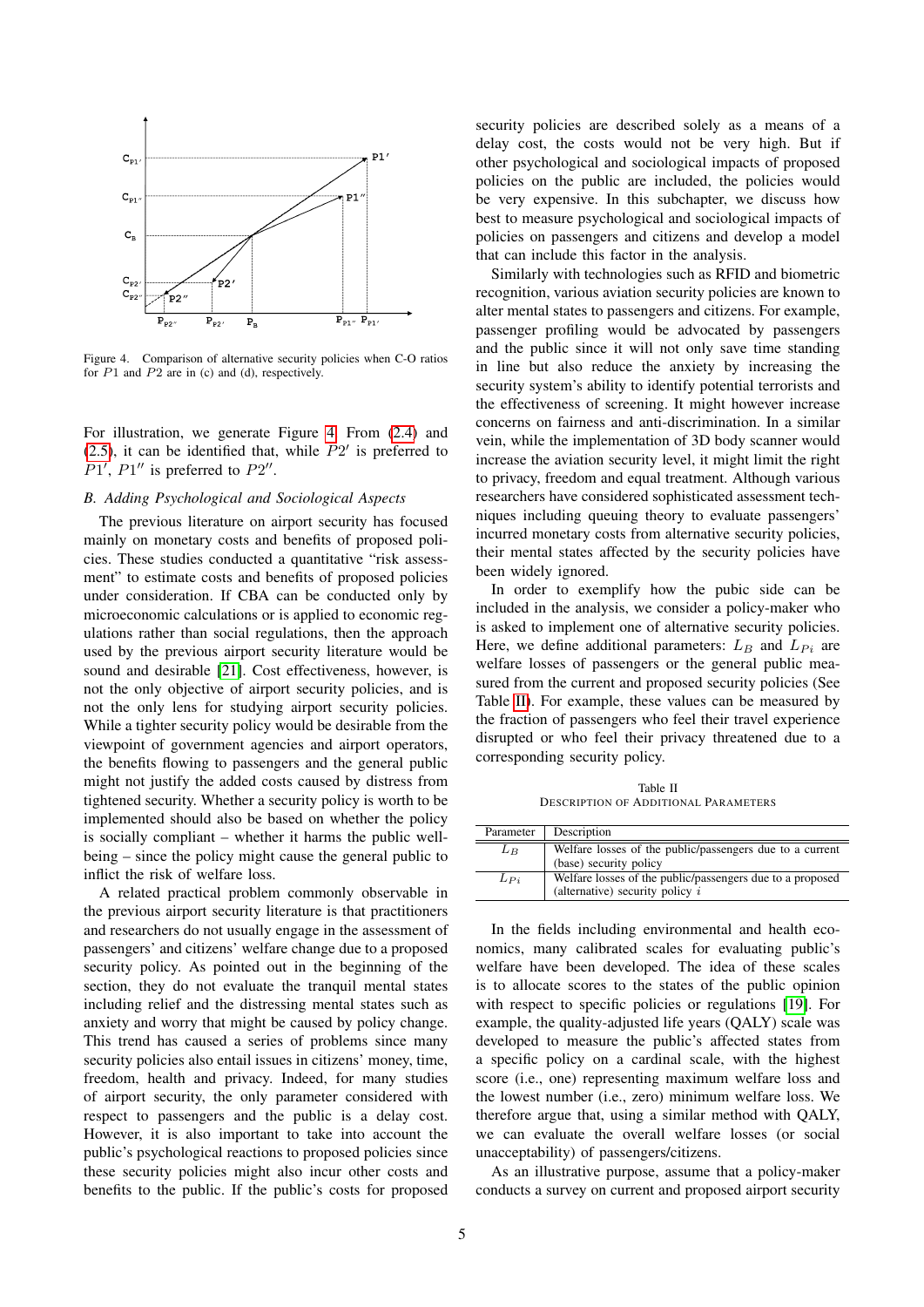$C_{P1'}$

$C_{P1''}$

$C_B$

$C_{P2'}$

$C_{P2''}$

P1′

P1″

P2′

P2″

$P_{P2''}$ $P_{P2'}$ $P_B$ $P_{P1''}$ $P_{P1'}$

Figure 4. Comparison of alternative security policies when C-O ratios for $P1$ and $P2$ are in (c) and (d), respectively.

For illustration, we generate Figure 4. From (2.4) and (2.5), it can be identified that, while $P2'$ is preferred to $P1'$, $P1''$ is preferred to $P2''$.

### B. Adding Psychological and Sociological Aspects

The previous literature on airport security has focused mainly on monetary costs and benefits of proposed policies. These studies conducted a quantitative "risk assessment" to estimate costs and benefits of proposed policies under consideration. If CBA can be conducted only by microeconomic calculations or is applied to economic regulations rather than social regulations, then the approach used by the previous airport security literature would be sound and desirable [21]. Cost effectiveness, however, is not the only objective of airport security policies, and is not the only lens for studying airport security policies. While a tighter security policy would be desirable from the viewpoint of government agencies and airport operators, the benefits flowing to passengers and the general public might not justify the added costs caused by distress from tightened security. Whether a security policy is worth to be implemented should also be based on whether the policy is socially compliant – whether it harms the public well-being – since the policy might cause the general public to inflict the risk of welfare loss.

A related practical problem commonly observable in the previous airport security literature is that practitioners and researchers do not usually engage in the assessment of passengers' and citizens' welfare change due to a proposed security policy. As pointed out in the beginning of the section, they do not evaluate the tranquil mental states including relief and the distressing mental states such as anxiety and worry that might be caused by policy change. This trend has caused a series of problems since many security policies also entail issues in citizens' money, time, freedom, health and privacy. Indeed, for many studies of airport security, the only parameter considered with respect to passengers and the public is a delay cost. However, it is also important to take into account the public's psychological reactions to proposed policies since these security policies might also incur other costs and benefits to the public. If the public's costs for proposed security policies are described solely as a means of a delay cost, the costs would not be very high. But if other psychological and sociological impacts of proposed policies on the public are included, the policies would be very expensive. In this subchapter, we discuss how best to measure psychological and sociological impacts of policies on passengers and citizens and develop a model that can include this factor in the analysis.

Similarly with technologies such as RFID and biometric recognition, various aviation security policies are known to alter mental states to passengers and citizens. For example, passenger profiling would be advocated by passengers and the public since it will not only save time standing in line but also reduce the anxiety by increasing the security system's ability to identify potential terrorists and the effectiveness of screening. It might however increase concerns on fairness and anti-discrimination. In a similar vein, while the implementation of 3D body scanner would increase the aviation security level, it might limit the right to privacy, freedom and equal treatment. Although various researchers have considered sophisticated assessment techniques including queuing theory to evaluate passengers' incurred monetary costs from alternative security policies, their mental states affected by the security policies have been widely ignored.

In order to exemplify how the pubic side can be included in the analysis, we consider a policy-maker who is asked to implement one of alternative security policies. Here, we define additional parameters: $L_B$ and $L_{Pi}$ are welfare losses of passengers or the general public measured from the current and proposed security policies (See Table II). For example, these values can be measured by the fraction of passengers who feel their travel experience disrupted or who feel their privacy threatened due to a corresponding security policy.

Table II
DESCRIPTION OF ADDITIONAL PARAMETERS

| Parameter | Description |
|---|---|
| $L_B$ | Welfare losses of the public/passengers due to a current (base) security policy |
| $L_{Pi}$ | Welfare losses of the public/passengers due to a proposed (alternative) security policy $i$ |

In the fields including environmental and health economics, many calibrated scales for evaluating public's welfare have been developed. The idea of these scales is to allocate scores to the states of the public opinion with respect to specific policies or regulations [19]. For example, the quality-adjusted life years (QALY) scale was developed to measure the public's affected states from a specific policy on a cardinal scale, with the highest score (i.e., one) representing maximum welfare loss and the lowest number (i.e., zero) minimum welfare loss. We therefore argue that, using a similar method with QALY, we can evaluate the overall welfare losses (or social unacceptability) of passengers/citizens.

As an illustrative purpose, assume that a policy-maker conducts a survey on current and proposed airport security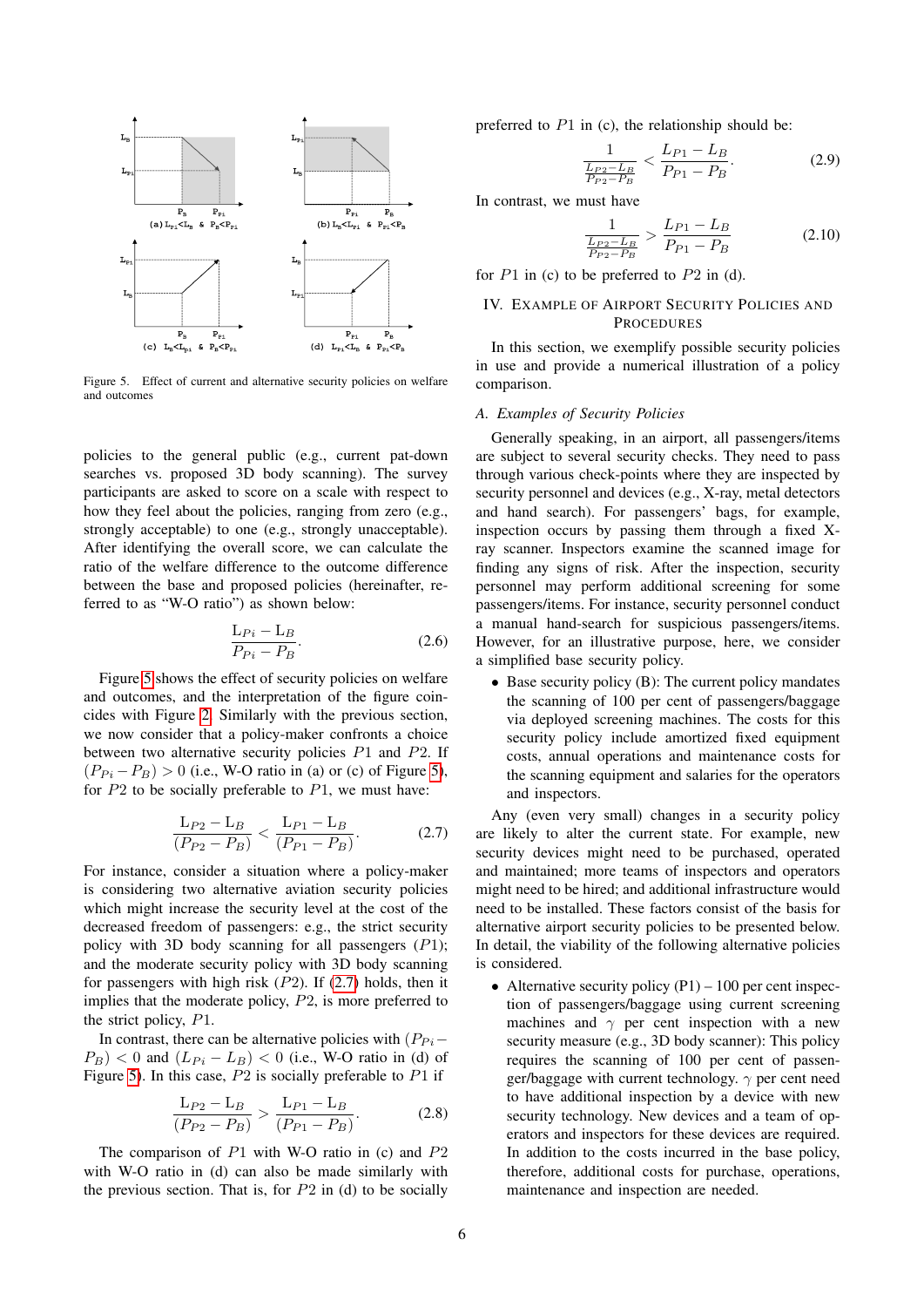Figure 5. Effect of current and alternative security policies on welfare and outcomes

policies to the general public (e.g., current pat-down searches vs. proposed 3D body scanning). The survey participants are asked to score on a scale with respect to how they feel about the policies, ranging from zero (e.g., strongly acceptable) to one (e.g., strongly unacceptable). After identifying the overall score, we can calculate the ratio of the welfare difference to the outcome difference between the base and proposed policies (hereinafter, referred to as "W-O ratio") as shown below:

$$\frac{L_{Pi} - L_B}{P_{Pi} - P_B}. \tag{2.6}$$

Figure 5 shows the effect of security policies on welfare and outcomes, and the interpretation of the figure coincides with Figure 2. Similarly with the previous section, we now consider that a policy-maker confronts a choice between two alternative security policies $P1$ and $P2$. If $(P_{Pi} - P_B) > 0$ (i.e., W-O ratio in (a) or (c) of Figure 5), for $P2$ to be socially preferable to $P1$, we must have:

$$\frac{L_{P2} - L_B}{(P_{P2} - P_B)} < \frac{L_{P1} - L_B}{(P_{P1} - P_B)}. \tag{2.7}$$

For instance, consider a situation where a policy-maker is considering two alternative aviation security policies which might increase the security level at the cost of the decreased freedom of passengers: e.g., the strict security policy with 3D body scanning for all passengers ($P1$); and the moderate security policy with 3D body scanning for passengers with high risk ($P2$). If (2.7) holds, then it implies that the moderate policy, $P2$, is more preferred to the strict policy, $P1$.

In contrast, there can be alternative policies with $(P_{Pi} - P_B) < 0$ and $(L_{Pi} - L_B) < 0$ (i.e., W-O ratio in (d) of Figure 5). In this case, $P2$ is socially preferable to $P1$ if

$$\frac{L_{P2} - L_B}{(P_{P2} - P_B)} > \frac{L_{P1} - L_B}{(P_{P1} - P_B)}. \tag{2.8}$$

The comparison of $P1$ with W-O ratio in (c) and $P2$ with W-O ratio in (d) can also be made similarly with the previous section. That is, for $P2$ in (d) to be socially preferred to $P1$ in (c), the relationship should be:

$$\frac{1}{\frac{L_{P2} - L_B}{P_{P2} - P_B}} < \frac{L_{P1} - L_B}{P_{P1} - P_B}. \tag{2.9}$$

In contrast, we must have

$$\frac{1}{\frac{L_{P2} - L_B}{P_{P2} - P_B}} > \frac{L_{P1} - L_B}{P_{P1} - P_B} \tag{2.10}$$

for $P1$ in (c) to be preferred to $P2$ in (d).

## IV. Example of Airport Security Policies and Procedures

In this section, we exemplify possible security policies in use and provide a numerical illustration of a policy comparison.

### A. Examples of Security Policies

Generally speaking, in an airport, all passengers/items are subject to several security checks. They need to pass through various check-points where they are inspected by security personnel and devices (e.g., X-ray, metal detectors and hand search). For passengers' bags, for example, inspection occurs by passing them through a fixed X-ray scanner. Inspectors examine the scanned image for finding any signs of risk. After the inspection, security personnel may perform additional screening for some passengers/items. For instance, security personnel conduct a manual hand-search for suspicious passengers/items. However, for an illustrative purpose, here, we consider a simplified base security policy.

- Base security policy (B): The current policy mandates the scanning of 100 per cent of passengers/baggage via deployed screening machines. The costs for this security policy include amortized fixed equipment costs, annual operations and maintenance costs for the scanning equipment and salaries for the operators and inspectors.

Any (even very small) changes in a security policy are likely to alter the current state. For example, new security devices might need to be purchased, operated and maintained; more teams of inspectors and operators might need to be hired; and additional infrastructure would need to be installed. These factors consist of the basis for alternative airport security policies to be presented below. In detail, the viability of the following alternative policies is considered.

- Alternative security policy (P1) – 100 per cent inspection of passengers/baggage using current screening machines and $\gamma$ per cent inspection with a new security measure (e.g., 3D body scanner): This policy requires the scanning of 100 per cent of passenger/baggage with current technology. $\gamma$ per cent need to have additional inspection by a device with new security technology. New devices and a team of operators and inspectors for these devices are required. In addition to the costs incurred in the base policy, therefore, additional costs for purchase, operations, maintenance and inspection are needed.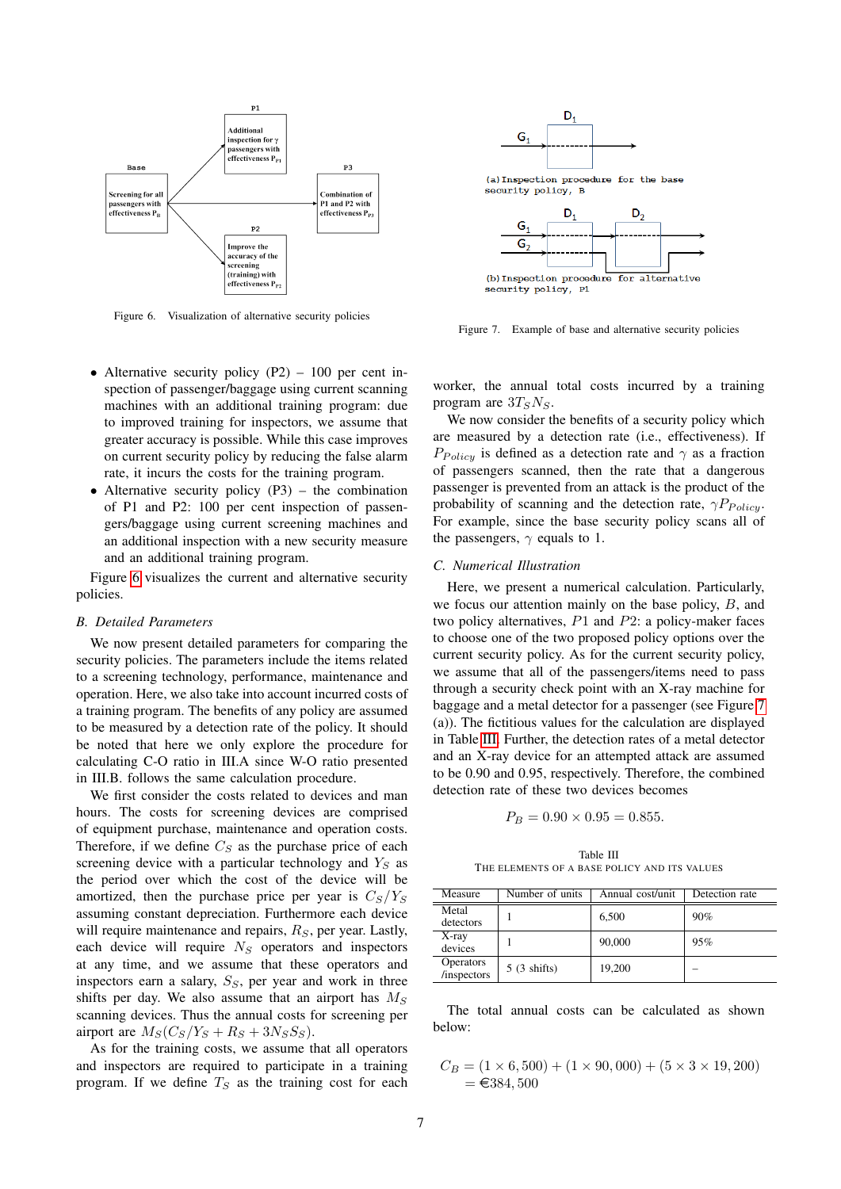Figure 6. Visualization of alternative security policies

Figure 7. Example of base and alternative security policies

- Alternative security policy (P2) – 100 per cent inspection of passenger/baggage using current scanning machines with an additional training program: due to improved training for inspectors, we assume that greater accuracy is possible. While this case improves on current security policy by reducing the false alarm rate, it incurs the costs for the training program.
- Alternative security policy (P3) – the combination of P1 and P2: 100 per cent inspection of passengers/baggage using current screening machines and an additional inspection with a new security measure and an additional training program.

Figure 6 visualizes the current and alternative security policies.

### B. Detailed Parameters

We now present detailed parameters for comparing the security policies. The parameters include the items related to a screening technology, performance, maintenance and operation. Here, we also take into account incurred costs of a training program. The benefits of any policy are assumed to be measured by a detection rate of the policy. It should be noted that here we only explore the procedure for calculating C-O ratio in III.A since W-O ratio presented in III.B. follows the same calculation procedure.

We first consider the costs related to devices and man hours. The costs for screening devices are comprised of equipment purchase, maintenance and operation costs. Therefore, if we define $C_S$ as the purchase price of each screening device with a particular technology and $Y_S$ as the period over which the cost of the device will be amortized, then the purchase price per year is $C_S/Y_S$ assuming constant depreciation. Furthermore each device will require maintenance and repairs, $R_S$, per year. Lastly, each device will require $N_S$ operators and inspectors at any time, and we assume that these operators and inspectors earn a salary, $S_S$, per year and work in three shifts per day. We also assume that an airport has $M_S$ scanning devices. Thus the annual costs for screening per airport are $M_S(C_S/Y_S + R_S + 3N_S S_S)$.

As for the training costs, we assume that all operators and inspectors are required to participate in a training program. If we define $T_S$ as the training cost for each worker, the annual total costs incurred by a training program are $3T_S N_S$.

We now consider the benefits of a security policy which are measured by a detection rate (i.e., effectiveness). If $P_{Policy}$ is defined as a detection rate and $\gamma$ as a fraction of passengers scanned, then the rate that a dangerous passenger is prevented from an attack is the product of the probability of scanning and the detection rate, $\gamma P_{Policy}$. For example, since the base security policy scans all of the passengers, $\gamma$ equals to 1.

### C. Numerical Illustration

Here, we present a numerical calculation. Particularly, we focus our attention mainly on the base policy, $B$, and two policy alternatives, $P1$ and $P2$: a policy-maker faces to choose one of the two proposed policy options over the current security policy. As for the current security policy, we assume that all of the passengers/items need to pass through a security check point with an X-ray machine for baggage and a metal detector for a passenger (see Figure 7 (a)). The fictitious values for the calculation are displayed in Table III. Further, the detection rates of a metal detector and an X-ray device for an attempted attack are assumed to be 0.90 and 0.95, respectively. Therefore, the combined detection rate of these two devices becomes

$$P_B = 0.90 \times 0.95 = 0.855.$$

Table III
THE ELEMENTS OF A BASE POLICY AND ITS VALUES

| Measure | Number of units | Annual cost/unit | Detection rate |
|---|---|---|---|
| Metal detectors | 1 | 6,500 | 90% |
| X-ray devices | 1 | 90,000 | 95% |
| Operators /inspectors | 5 (3 shifts) | 19,200 | – |

The total annual costs can be calculated as shown below:

$$C_B = (1 \times 6,500) + (1 \times 90,000) + (5 \times 3 \times 19,200)$$
$$= €384,500$$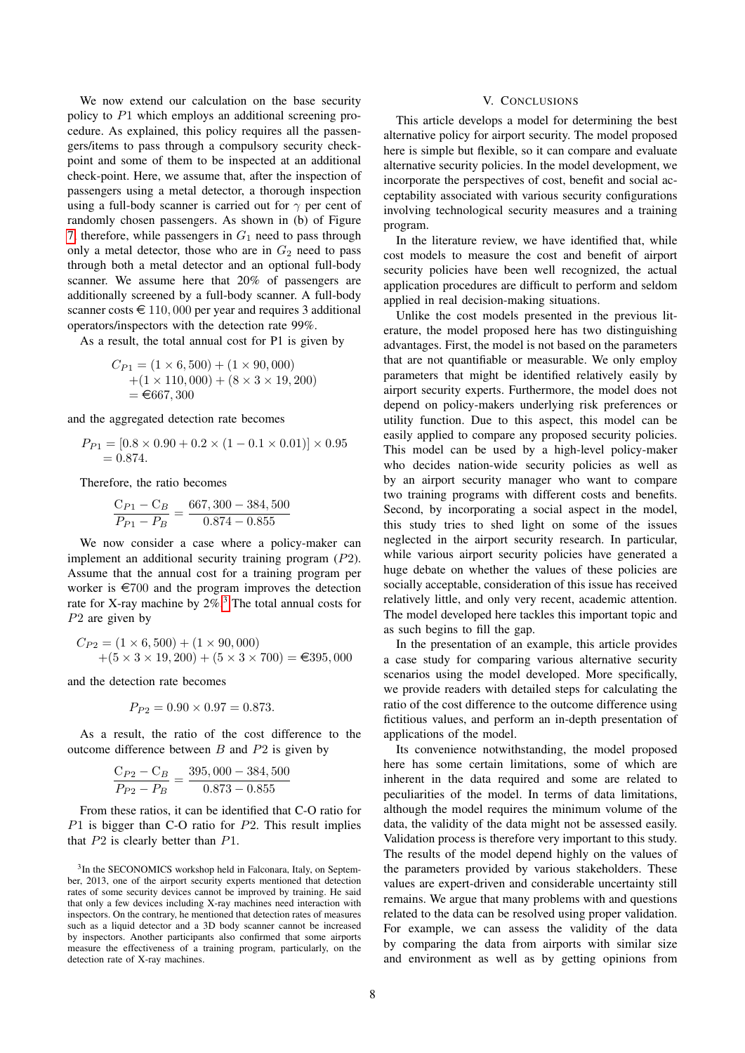We now extend our calculation on the base security policy to $P1$ which employs an additional screening procedure. As explained, this policy requires all the passengers/items to pass through a compulsory security check-point and some of them to be inspected at an additional check-point. Here, we assume that, after the inspection of passengers using a metal detector, a thorough inspection using a full-body scanner is carried out for $\gamma$ per cent of randomly chosen passengers. As shown in (b) of Figure 7 therefore, while passengers in $G_1$ need to pass through only a metal detector, those who are in $G_2$ need to pass through both a metal detector and an optional full-body scanner. We assume here that 20% of passengers are additionally screened by a full-body scanner. A full-body scanner costs € 110,000 per year and requires 3 additional operators/inspectors with the detection rate 99%.

As a result, the total annual cost for P1 is given by

$$
\begin{aligned}
C_{P1} &= (1 \times 6,500) + (1 \times 90,000) \\
&\quad + (1 \times 110,000) + (8 \times 3 \times 19,200) \\
&= €667,300
\end{aligned}
$$

and the aggregated detection rate becomes

$$
\begin{aligned}
P_{P1} &= [0.8 \times 0.90 + 0.2 \times (1 - 0.1 \times 0.01)] \times 0.95 \\
&= 0.874.
\end{aligned}
$$

Therefore, the ratio becomes

$$
\frac{\mathrm{C}_{P1} - \mathrm{C}_B}{P_{P1} - P_B} = \frac{667,300 - 384,500}{0.874 - 0.855}
$$

We now consider a case where a policy-maker can implement an additional security training program ($P2$). Assume that the annual cost for a training program per worker is €700 and the program improves the detection rate for X-ray machine by 2%.[3] The total annual costs for $P2$ are given by

$$
\begin{aligned}
C_{P2} &= (1 \times 6,500) + (1 \times 90,000) \\
&\quad + (5 \times 3 \times 19,200) + (5 \times 3 \times 700) = €395,000
\end{aligned}
$$

and the detection rate becomes

$$
P_{P2} = 0.90 \times 0.97 = 0.873.
$$

As a result, the ratio of the cost difference to the outcome difference between $B$ and $P2$ is given by

$$
\frac{\mathrm{C}_{P2} - \mathrm{C}_B}{P_{P2} - P_B} = \frac{395,000 - 384,500}{0.873 - 0.855}
$$

From these ratios, it can be identified that C-O ratio for $P1$ is bigger than C-O ratio for $P2$. This result implies that $P2$ is clearly better than $P1$.

[3] In the SECONOMICS workshop held in Falconara, Italy, on September, 2013, one of the airport security experts mentioned that detection rates of some security devices cannot be improved by training. He said that only a few devices including X-ray machines need interaction with inspectors. On the contrary, he mentioned that detection rates of measures such as a liquid detector and a 3D body scanner cannot be increased by inspectors. Another participants also confirmed that some airports measure the effectiveness of a training program, particularly, on the detection rate of X-ray machines.

## V. Conclusions

This article develops a model for determining the best alternative policy for airport security. The model proposed here is simple but flexible, so it can compare and evaluate alternative security policies. In the model development, we incorporate the perspectives of cost, benefit and social acceptability associated with various security configurations involving technological security measures and a training program.

In the literature review, we have identified that, while cost models to measure the cost and benefit of airport security policies have been well recognized, the actual application procedures are difficult to perform and seldom applied in real decision-making situations.

Unlike the cost models presented in the previous literature, the model proposed here has two distinguishing advantages. First, the model is not based on the parameters that are not quantifiable or measurable. We only employ parameters that might be identified relatively easily by airport security experts. Furthermore, the model does not depend on policy-makers underlying risk preferences or utility function. Due to this aspect, this model can be easily applied to compare any proposed security policies. This model can be used by a high-level policy-maker who decides nation-wide security policies as well as by an airport security manager who want to compare two training programs with different costs and benefits. Second, by incorporating a social aspect in the model, this study tries to shed light on some of the issues neglected in the airport security research. In particular, while various airport security policies have generated a huge debate on whether the values of these policies are socially acceptable, consideration of this issue has received relatively little, and only very recent, academic attention. The model developed here tackles this important topic and as such begins to fill the gap.

In the presentation of an example, this article provides a case study for comparing various alternative security scenarios using the model developed. More specifically, we provide readers with detailed steps for calculating the ratio of the cost difference to the outcome difference using fictitious values, and perform an in-depth presentation of applications of the model.

Its convenience notwithstanding, the model proposed here has some certain limitations, some of which are inherent in the data required and some are related to peculiarities of the model. In terms of data limitations, although the model requires the minimum volume of the data, the validity of the data might not be assessed easily. Validation process is therefore very important to this study. The results of the model depend highly on the values of the parameters provided by various stakeholders. These values are expert-driven and considerable uncertainty still remains. We argue that many problems with and questions related to the data can be resolved using proper validation. For example, we can assess the validity of the data by comparing the data from airports with similar size and environment as well as by getting opinions from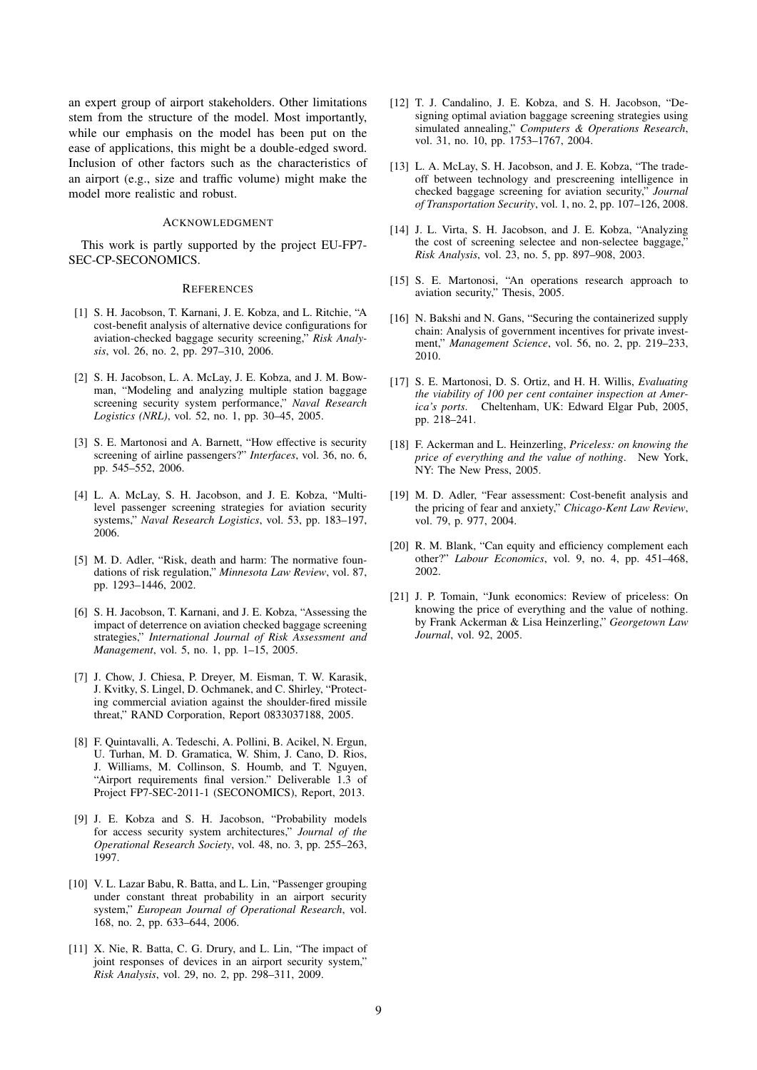an expert group of airport stakeholders. Other limitations stem from the structure of the model. Most importantly, while our emphasis on the model has been put on the ease of applications, this might be a double-edged sword. Inclusion of other factors such as the characteristics of an airport (e.g., size and traffic volume) might make the model more realistic and robust.

## Acknowledgment

This work is partly supported by the project EU-FP7-SEC-CP-SECONOMICS.

## References

[1] S. H. Jacobson, T. Karnani, J. E. Kobza, and L. Ritchie, "A cost-benefit analysis of alternative device configurations for aviation-checked baggage security screening," *Risk Analysis*, vol. 26, no. 2, pp. 297–310, 2006.

[2] S. H. Jacobson, L. A. McLay, J. E. Kobza, and J. M. Bowman, "Modeling and analyzing multiple station baggage screening security system performance," *Naval Research Logistics (NRL)*, vol. 52, no. 1, pp. 30–45, 2005.

[3] S. E. Martonosi and A. Barnett, "How effective is security screening of airline passengers?" *Interfaces*, vol. 36, no. 6, pp. 545–552, 2006.

[4] L. A. McLay, S. H. Jacobson, and J. E. Kobza, "Multilevel passenger screening strategies for aviation security systems," *Naval Research Logistics*, vol. 53, pp. 183–197, 2006.

[5] M. D. Adler, "Risk, death and harm: The normative foundations of risk regulation," *Minnesota Law Review*, vol. 87, pp. 1293–1446, 2002.

[6] S. H. Jacobson, T. Karnani, and J. E. Kobza, "Assessing the impact of deterrence on aviation checked baggage screening strategies," *International Journal of Risk Assessment and Management*, vol. 5, no. 1, pp. 1–15, 2005.

[7] J. Chow, J. Chiesa, P. Dreyer, M. Eisman, T. W. Karasik, J. Kvitky, S. Lingel, D. Ochmanek, and C. Shirley, "Protecting commercial aviation against the shoulder-fired missile threat," RAND Corporation, Report 0833037188, 2005.

[8] F. Quintavalli, A. Tedeschi, A. Pollini, B. Acikel, N. Ergun, U. Turhan, M. D. Gramatica, W. Shim, J. Cano, D. Rios, J. Williams, M. Collinson, S. Houmb, and T. Nguyen, "Airport requirements final version." Deliverable 1.3 of Project FP7-SEC-2011-1 (SECONOMICS), Report, 2013.

[9] J. E. Kobza and S. H. Jacobson, "Probability models for access security system architectures," *Journal of the Operational Research Society*, vol. 48, no. 3, pp. 255–263, 1997.

[10] V. L. Lazar Babu, R. Batta, and L. Lin, "Passenger grouping under constant threat probability in an airport security system," *European Journal of Operational Research*, vol. 168, no. 2, pp. 633–644, 2006.

[11] X. Nie, R. Batta, C. G. Drury, and L. Lin, "The impact of joint responses of devices in an airport security system," *Risk Analysis*, vol. 29, no. 2, pp. 298–311, 2009.

[12] T. J. Candalino, J. E. Kobza, and S. H. Jacobson, "Designing optimal aviation baggage screening strategies using simulated annealing," *Computers & Operations Research*, vol. 31, no. 10, pp. 1753–1767, 2004.

[13] L. A. McLay, S. H. Jacobson, and J. E. Kobza, "The tradeoff between technology and prescreening intelligence in checked baggage screening for aviation security," *Journal of Transportation Security*, vol. 1, no. 2, pp. 107–126, 2008.

[14] J. L. Virta, S. H. Jacobson, and J. E. Kobza, "Analyzing the cost of screening selectee and non-selectee baggage," *Risk Analysis*, vol. 23, no. 5, pp. 897–908, 2003.

[15] S. E. Martonosi, "An operations research approach to aviation security," Thesis, 2005.

[16] N. Bakshi and N. Gans, "Securing the containerized supply chain: Analysis of government incentives for private investment," *Management Science*, vol. 56, no. 2, pp. 219–233, 2010.

[17] S. E. Martonosi, D. S. Ortiz, and H. H. Willis, *Evaluating the viability of 100 per cent container inspection at America's ports*. Cheltenham, UK: Edward Elgar Pub, 2005, pp. 218–241.

[18] F. Ackerman and L. Heinzerling, *Priceless: on knowing the price of everything and the value of nothing*. New York, NY: The New Press, 2005.

[19] M. D. Adler, "Fear assessment: Cost-benefit analysis and the pricing of fear and anxiety," *Chicago-Kent Law Review*, vol. 79, p. 977, 2004.

[20] R. M. Blank, "Can equity and efficiency complement each other?" *Labour Economics*, vol. 9, no. 4, pp. 451–468, 2002.

[21] J. P. Tomain, "Junk economics: Review of priceless: On knowing the price of everything and the value of nothing. by Frank Ackerman & Lisa Heinzerling," *Georgetown Law Journal*, vol. 92, 2005.